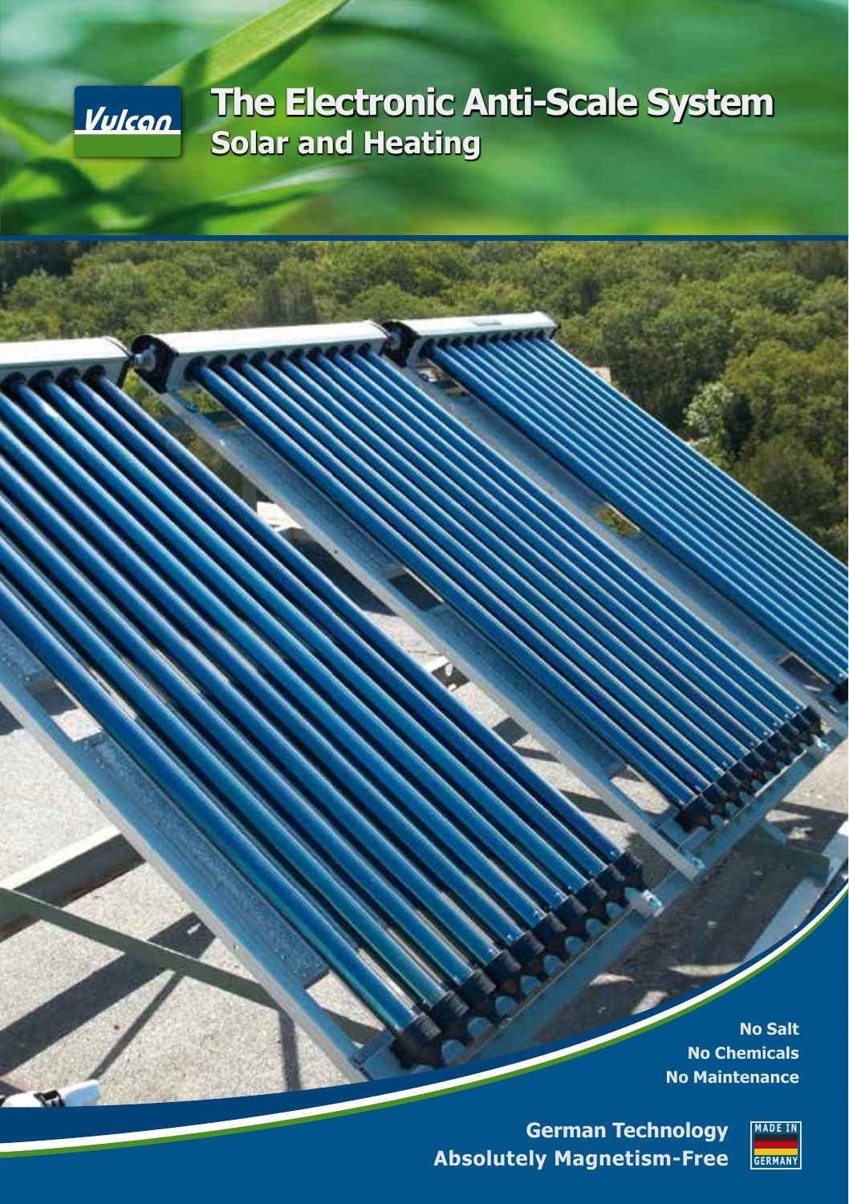Vulcan

# The Electronic Anti-Scale System

## Solar and Heating

**No Salt**
**No Chemicals**
**No Maintenance**

**German Technology**
**Absolutely Magnetism-Free**

MADE IN GERMANY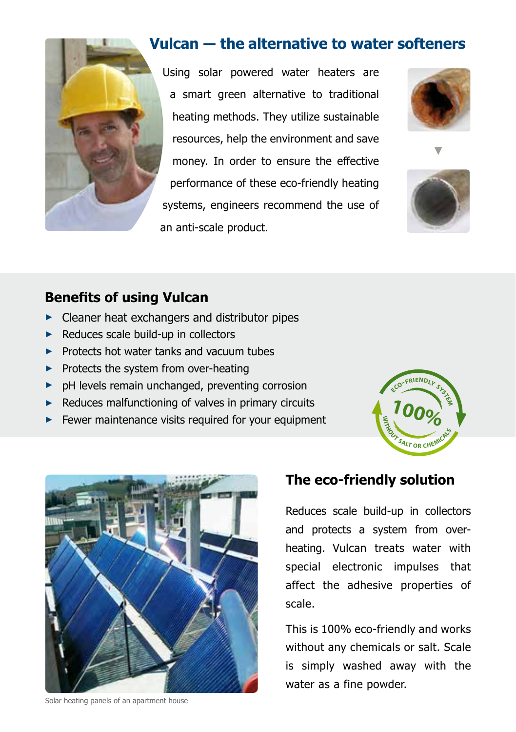## Vulcan — the alternative to water softeners

Using solar powered water heaters are a smart green alternative to traditional heating methods. They utilize sustainable resources, help the environment and save money. In order to ensure the effective performance of these eco-friendly heating systems, engineers recommend the use of an anti-scale product.

### Benefits of using Vulcan

- Cleaner heat exchangers and distributor pipes
- Reduces scale build-up in collectors
- Protects hot water tanks and vacuum tubes
- Protects the system from over-heating
- pH levels remain unchanged, preventing corrosion
- Reduces malfunctioning of valves in primary circuits
- Fewer maintenance visits required for your equipment

ECO-FRIENDLY SYSTEM 100% WITHOUT SALT OR CHEMICALS

Solar heating panels of an apartment house

### The eco-friendly solution

Reduces scale build-up in collectors and protects a system from over-heating. Vulcan treats water with special electronic impulses that affect the adhesive properties of scale.

This is 100% eco-friendly and works without any chemicals or salt. Scale is simply washed away with the water as a fine powder.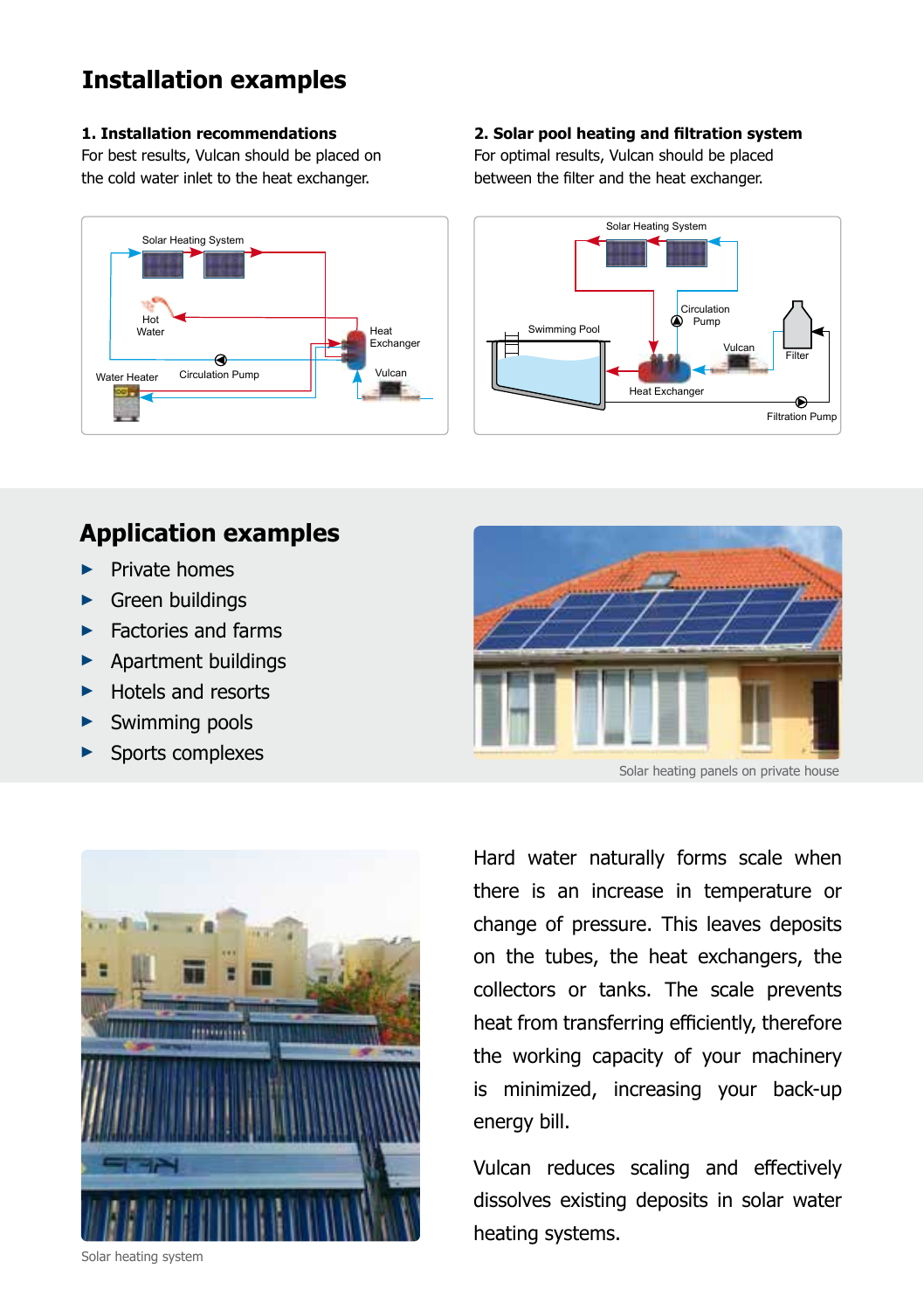# Installation examples

### 1. Installation recommendations

For best results, Vulcan should be placed on the cold water inlet to the heat exchanger.

### 2. Solar pool heating and filtration system

For optimal results, Vulcan should be placed between the filter and the heat exchanger.

# Application examples

- Private homes
- Green buildings
- Factories and farms
- Apartment buildings
- Hotels and resorts
- Swimming pools
- Sports complexes

Solar heating panels on private house

Solar heating system

Hard water naturally forms scale when there is an increase in temperature or change of pressure. This leaves deposits on the tubes, the heat exchangers, the collectors or tanks. The scale prevents heat from transferring efficiently, therefore the working capacity of your machinery is minimized, increasing your back-up energy bill.

Vulcan reduces scaling and effectively dissolves existing deposits in solar water heating systems.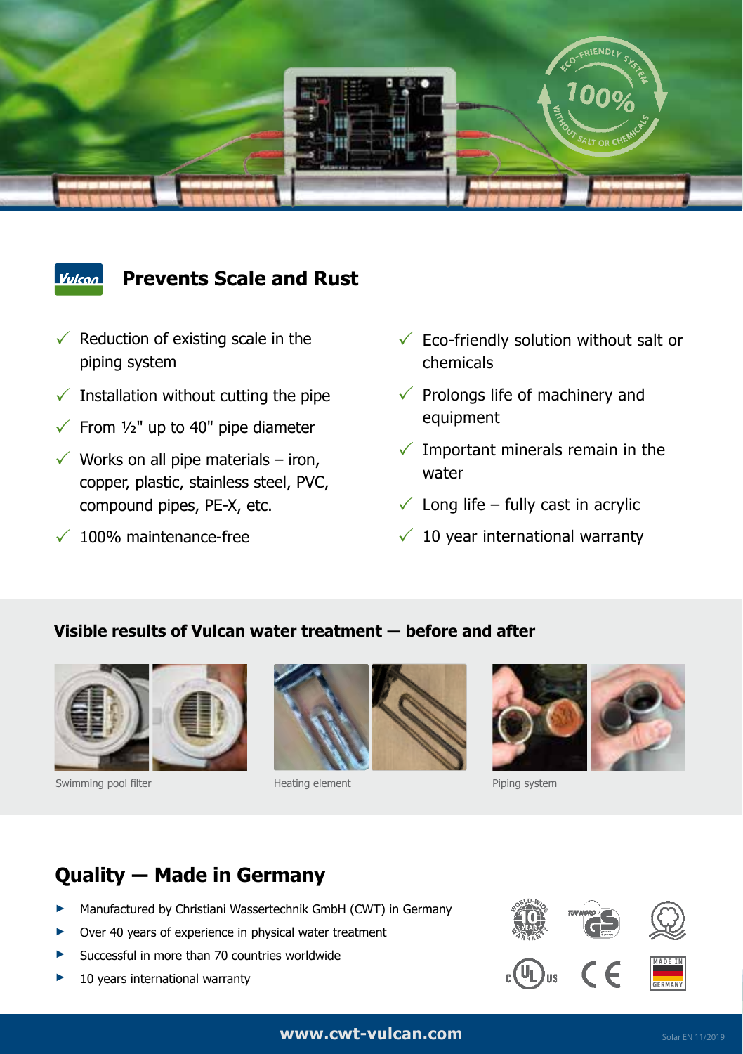## Prevents Scale and Rust

- ✓ Reduction of existing scale in the piping system
- ✓ Installation without cutting the pipe
- ✓ From ½" up to 40" pipe diameter
- ✓ Works on all pipe materials – iron, copper, plastic, stainless steel, PVC, compound pipes, PE-X, etc.
- ✓ 100% maintenance-free
- ✓ Eco-friendly solution without salt or chemicals
- ✓ Prolongs life of machinery and equipment
- ✓ Important minerals remain in the water
- ✓ Long life – fully cast in acrylic
- ✓ 10 year international warranty

### Visible results of Vulcan water treatment — before and after

Swimming pool filter

Heating element

Piping system

## Quality — Made in Germany

- Manufactured by Christiani Wassertechnik GmbH (CWT) in Germany
- Over 40 years of experience in physical water treatment
- Successful in more than 70 countries worldwide
- 10 years international warranty

**www.cwt-vulcan.com**

Solar EN 11/2019